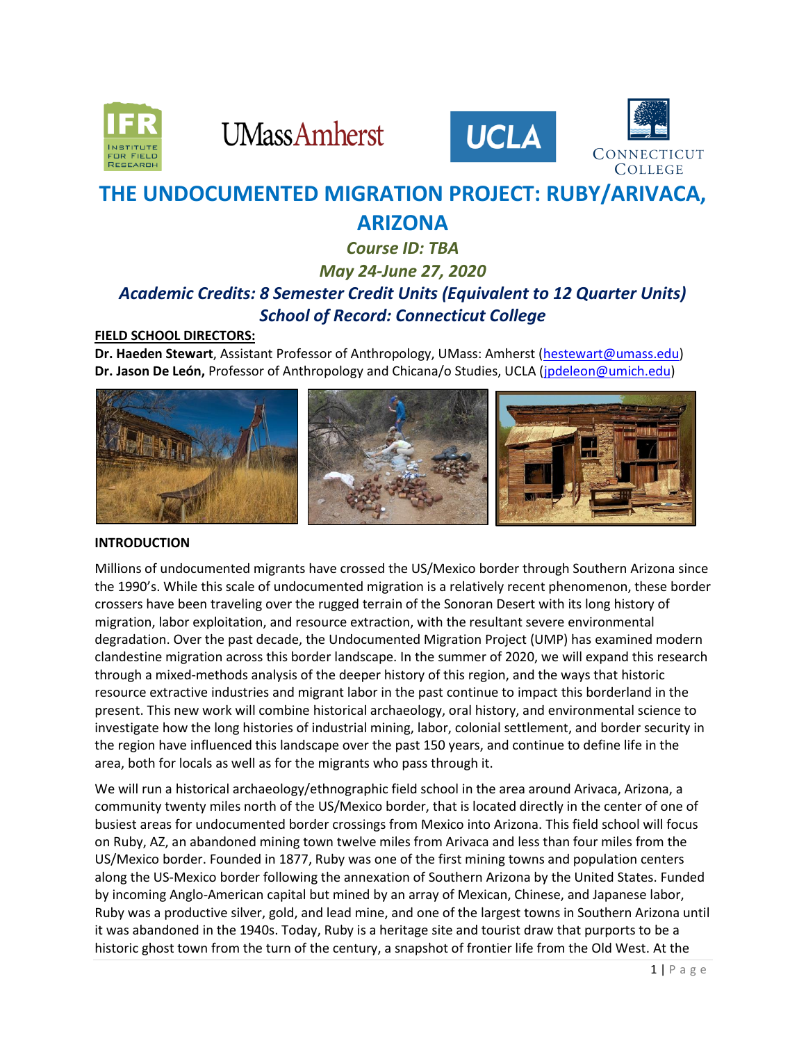# THE UNDOCUMENTED MIGRATION PROJECT: RUBY/ARIVACA, ARIZONA

*Course ID: TBA*

*May 24-June 27, 2020*

*Academic Credits: 8 Semester Credit Units (Equivalent to 12 Quarter Units)*

*School of Record: Connecticut College*

**FIELD SCHOOL DIRECTORS:**

**Dr. Haeden Stewart**, Assistant Professor of Anthropology, UMass: Amherst (hestewart@umass.edu)

**Dr. Jason De León,** Professor of Anthropology and Chicana/o Studies, UCLA (jpdeleon@umich.edu)

## INTRODUCTION

Millions of undocumented migrants have crossed the US/Mexico border through Southern Arizona since the 1990's. While this scale of undocumented migration is a relatively recent phenomenon, these border crossers have been traveling over the rugged terrain of the Sonoran Desert with its long history of migration, labor exploitation, and resource extraction, with the resultant severe environmental degradation. Over the past decade, the Undocumented Migration Project (UMP) has examined modern clandestine migration across this border landscape. In the summer of 2020, we will expand this research through a mixed-methods analysis of the deeper history of this region, and the ways that historic resource extractive industries and migrant labor in the past continue to impact this borderland in the present. This new work will combine historical archaeology, oral history, and environmental science to investigate how the long histories of industrial mining, labor, colonial settlement, and border security in the region have influenced this landscape over the past 150 years, and continue to define life in the area, both for locals as well as for the migrants who pass through it.

We will run a historical archaeology/ethnographic field school in the area around Arivaca, Arizona, a community twenty miles north of the US/Mexico border, that is located directly in the center of one of busiest areas for undocumented border crossings from Mexico into Arizona. This field school will focus on Ruby, AZ, an abandoned mining town twelve miles from Arivaca and less than four miles from the US/Mexico border. Founded in 1877, Ruby was one of the first mining towns and population centers along the US-Mexico border following the annexation of Southern Arizona by the United States. Funded by incoming Anglo-American capital but mined by an array of Mexican, Chinese, and Japanese labor, Ruby was a productive silver, gold, and lead mine, and one of the largest towns in Southern Arizona until it was abandoned in the 1940s. Today, Ruby is a heritage site and tourist draw that purports to be a historic ghost town from the turn of the century, a snapshot of frontier life from the Old West. At the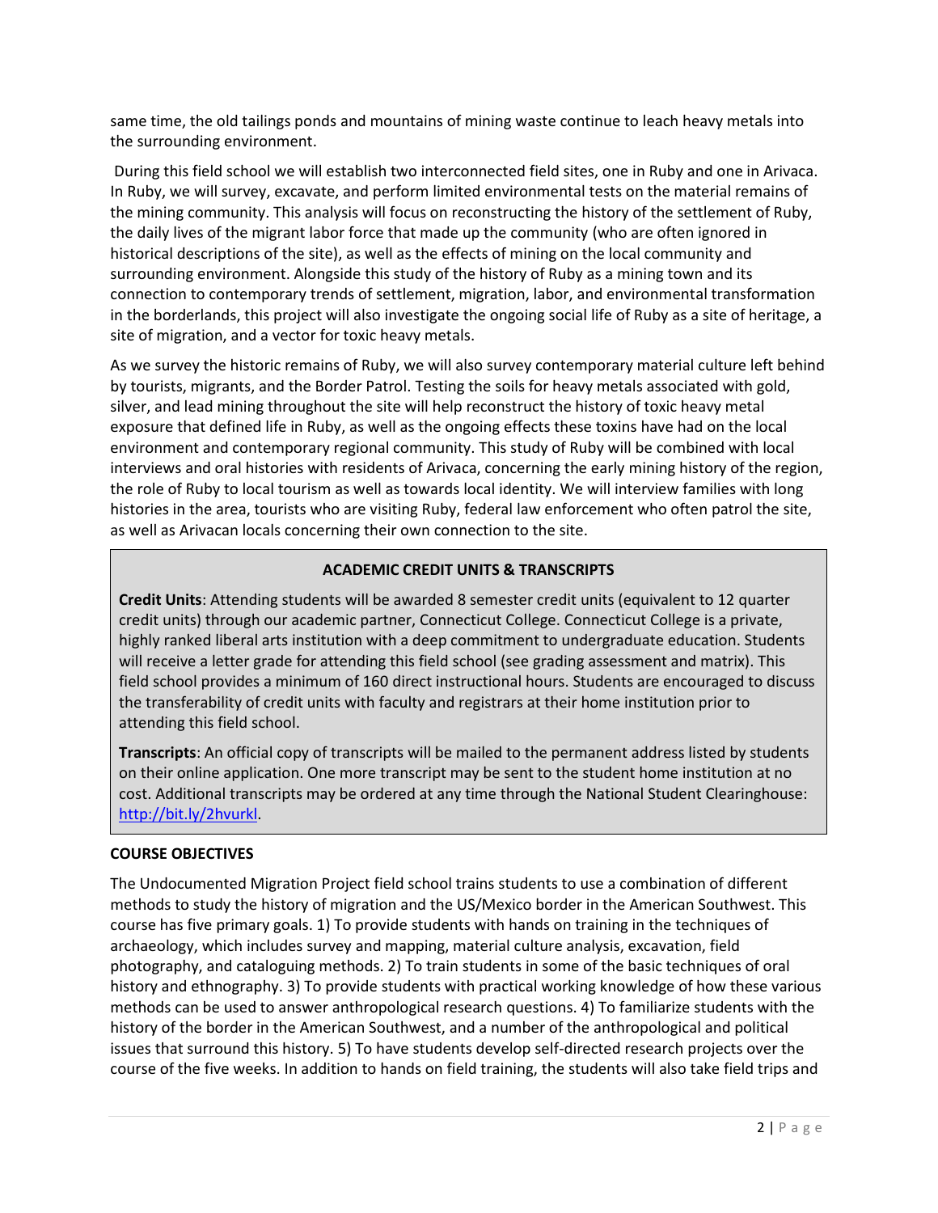same time, the old tailings ponds and mountains of mining waste continue to leach heavy metals into the surrounding environment.

During this field school we will establish two interconnected field sites, one in Ruby and one in Arivaca. In Ruby, we will survey, excavate, and perform limited environmental tests on the material remains of the mining community. This analysis will focus on reconstructing the history of the settlement of Ruby, the daily lives of the migrant labor force that made up the community (who are often ignored in historical descriptions of the site), as well as the effects of mining on the local community and surrounding environment. Alongside this study of the history of Ruby as a mining town and its connection to contemporary trends of settlement, migration, labor, and environmental transformation in the borderlands, this project will also investigate the ongoing social life of Ruby as a site of heritage, a site of migration, and a vector for toxic heavy metals.

As we survey the historic remains of Ruby, we will also survey contemporary material culture left behind by tourists, migrants, and the Border Patrol. Testing the soils for heavy metals associated with gold, silver, and lead mining throughout the site will help reconstruct the history of toxic heavy metal exposure that defined life in Ruby, as well as the ongoing effects these toxins have had on the local environment and contemporary regional community. This study of Ruby will be combined with local interviews and oral histories with residents of Arivaca, concerning the early mining history of the region, the role of Ruby to local tourism as well as towards local identity. We will interview families with long histories in the area, tourists who are visiting Ruby, federal law enforcement who often patrol the site, as well as Arivacan locals concerning their own connection to the site.

## ACADEMIC CREDIT UNITS & TRANSCRIPTS

**Credit Units**: Attending students will be awarded 8 semester credit units (equivalent to 12 quarter credit units) through our academic partner, Connecticut College. Connecticut College is a private, highly ranked liberal arts institution with a deep commitment to undergraduate education. Students will receive a letter grade for attending this field school (see grading assessment and matrix). This field school provides a minimum of 160 direct instructional hours. Students are encouraged to discuss the transferability of credit units with faculty and registrars at their home institution prior to attending this field school.

**Transcripts**: An official copy of transcripts will be mailed to the permanent address listed by students on their online application. One more transcript may be sent to the student home institution at no cost. Additional transcripts may be ordered at any time through the National Student Clearinghouse: http://bit.ly/2hvurkl.

## COURSE OBJECTIVES

The Undocumented Migration Project field school trains students to use a combination of different methods to study the history of migration and the US/Mexico border in the American Southwest. This course has five primary goals. 1) To provide students with hands on training in the techniques of archaeology, which includes survey and mapping, material culture analysis, excavation, field photography, and cataloguing methods. 2) To train students in some of the basic techniques of oral history and ethnography. 3) To provide students with practical working knowledge of how these various methods can be used to answer anthropological research questions. 4) To familiarize students with the history of the border in the American Southwest, and a number of the anthropological and political issues that surround this history. 5) To have students develop self-directed research projects over the course of the five weeks. In addition to hands on field training, the students will also take field trips and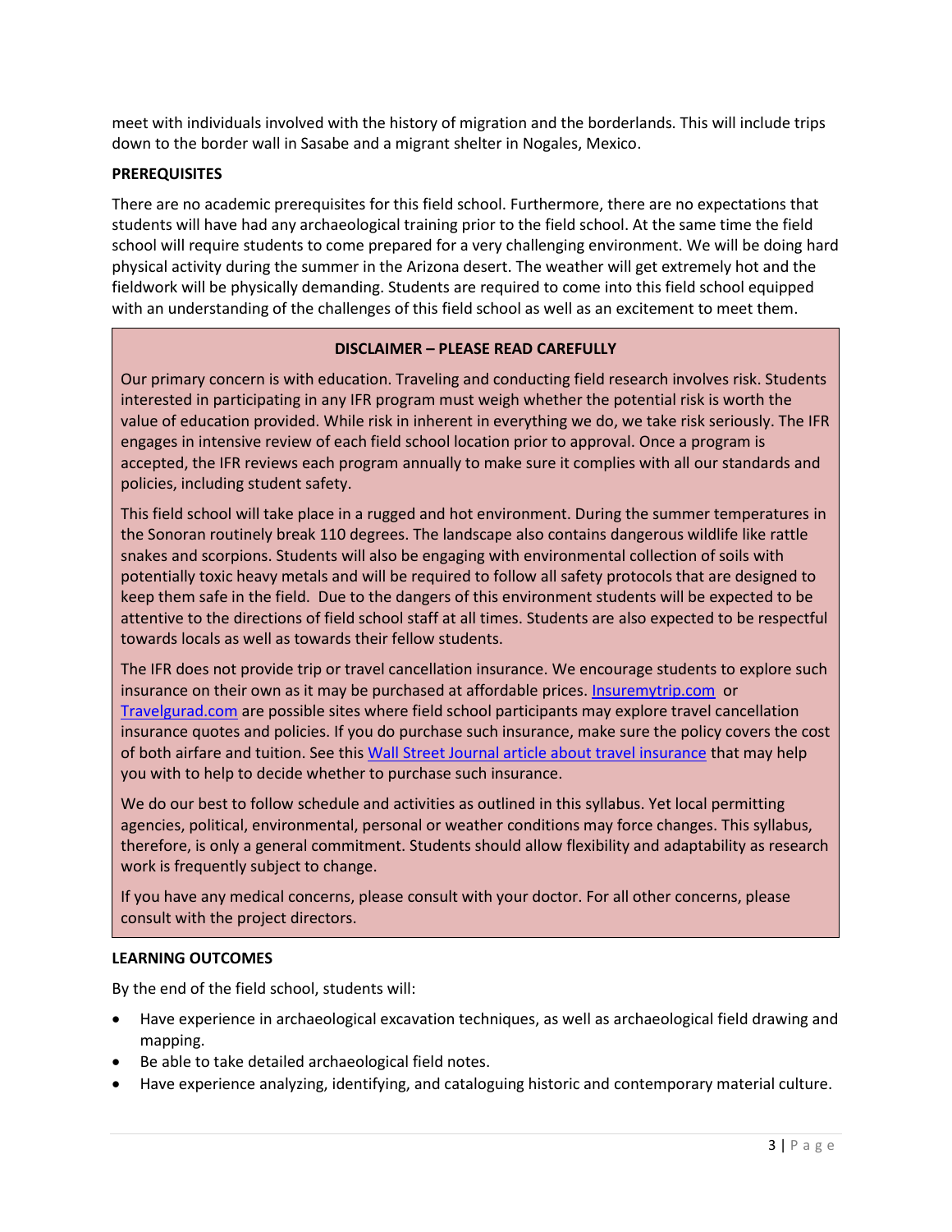meet with individuals involved with the history of migration and the borderlands. This will include trips down to the border wall in Sasabe and a migrant shelter in Nogales, Mexico.

**PREREQUISITES**

There are no academic prerequisites for this field school. Furthermore, there are no expectations that students will have had any archaeological training prior to the field school. At the same time the field school will require students to come prepared for a very challenging environment. We will be doing hard physical activity during the summer in the Arizona desert. The weather will get extremely hot and the fieldwork will be physically demanding. Students are required to come into this field school equipped with an understanding of the challenges of this field school as well as an excitement to meet them.

> **DISCLAIMER – PLEASE READ CAREFULLY**
>
> Our primary concern is with education. Traveling and conducting field research involves risk. Students interested in participating in any IFR program must weigh whether the potential risk is worth the value of education provided. While risk in inherent in everything we do, we take risk seriously. The IFR engages in intensive review of each field school location prior to approval. Once a program is accepted, the IFR reviews each program annually to make sure it complies with all our standards and policies, including student safety.
>
> This field school will take place in a rugged and hot environment. During the summer temperatures in the Sonoran routinely break 110 degrees. The landscape also contains dangerous wildlife like rattle snakes and scorpions. Students will also be engaging with environmental collection of soils with potentially toxic heavy metals and will be required to follow all safety protocols that are designed to keep them safe in the field. Due to the dangers of this environment students will be expected to be attentive to the directions of field school staff at all times. Students are also expected to be respectful towards locals as well as towards their fellow students.
>
> The IFR does not provide trip or travel cancellation insurance. We encourage students to explore such insurance on their own as it may be purchased at affordable prices. Insuremytrip.com or Travelgurad.com are possible sites where field school participants may explore travel cancellation insurance quotes and policies. If you do purchase such insurance, make sure the policy covers the cost of both airfare and tuition. See this Wall Street Journal article about travel insurance that may help you with to help to decide whether to purchase such insurance.
>
> We do our best to follow schedule and activities as outlined in this syllabus. Yet local permitting agencies, political, environmental, personal or weather conditions may force changes. This syllabus, therefore, is only a general commitment. Students should allow flexibility and adaptability as research work is frequently subject to change.
>
> If you have any medical concerns, please consult with your doctor. For all other concerns, please consult with the project directors.

**LEARNING OUTCOMES**

By the end of the field school, students will:

- Have experience in archaeological excavation techniques, as well as archaeological field drawing and mapping.
- Be able to take detailed archaeological field notes.
- Have experience analyzing, identifying, and cataloguing historic and contemporary material culture.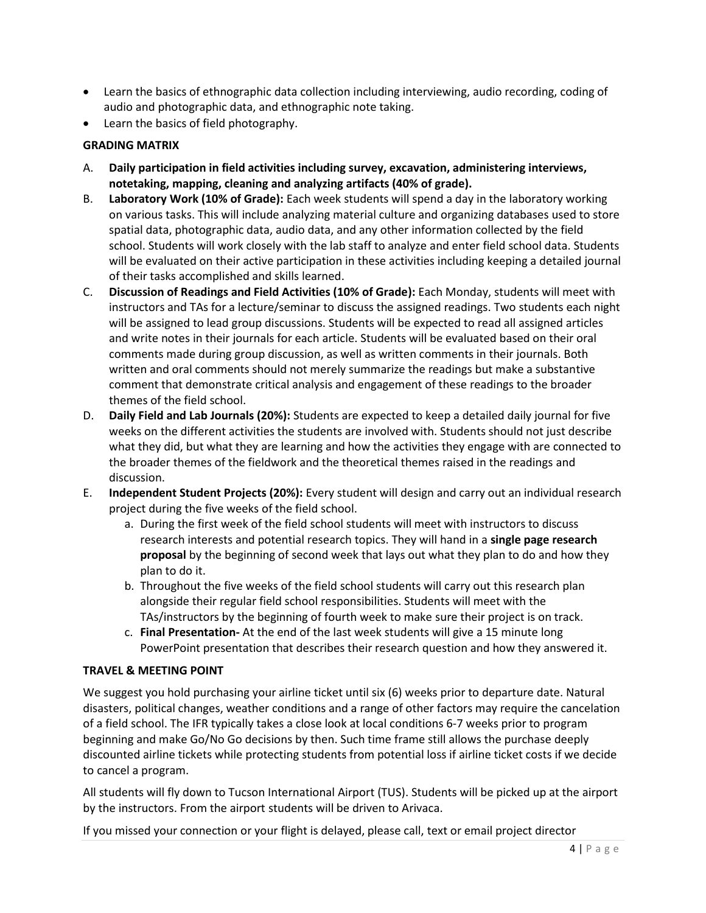- Learn the basics of ethnographic data collection including interviewing, audio recording, coding of audio and photographic data, and ethnographic note taking.
- Learn the basics of field photography.

**GRADING MATRIX**

A. **Daily participation in field activities including survey, excavation, administering interviews, notetaking, mapping, cleaning and analyzing artifacts (40% of grade).**

B. **Laboratory Work (10% of Grade):** Each week students will spend a day in the laboratory working on various tasks. This will include analyzing material culture and organizing databases used to store spatial data, photographic data, audio data, and any other information collected by the field school. Students will work closely with the lab staff to analyze and enter field school data. Students will be evaluated on their active participation in these activities including keeping a detailed journal of their tasks accomplished and skills learned.

C. **Discussion of Readings and Field Activities (10% of Grade):** Each Monday, students will meet with instructors and TAs for a lecture/seminar to discuss the assigned readings. Two students each night will be assigned to lead group discussions. Students will be expected to read all assigned articles and write notes in their journals for each article. Students will be evaluated based on their oral comments made during group discussion, as well as written comments in their journals. Both written and oral comments should not merely summarize the readings but make a substantive comment that demonstrate critical analysis and engagement of these readings to the broader themes of the field school.

D. **Daily Field and Lab Journals (20%):** Students are expected to keep a detailed daily journal for five weeks on the different activities the students are involved with. Students should not just describe what they did, but what they are learning and how the activities they engage with are connected to the broader themes of the fieldwork and the theoretical themes raised in the readings and discussion.

E. **Independent Student Projects (20%):** Every student will design and carry out an individual research project during the five weeks of the field school.
   a. During the first week of the field school students will meet with instructors to discuss research interests and potential research topics. They will hand in a **single page research proposal** by the beginning of second week that lays out what they plan to do and how they plan to do it.
   b. Throughout the five weeks of the field school students will carry out this research plan alongside their regular field school responsibilities. Students will meet with the TAs/instructors by the beginning of fourth week to make sure their project is on track.
   c. **Final Presentation-** At the end of the last week students will give a 15 minute long PowerPoint presentation that describes their research question and how they answered it.

**TRAVEL & MEETING POINT**

We suggest you hold purchasing your airline ticket until six (6) weeks prior to departure date. Natural disasters, political changes, weather conditions and a range of other factors may require the cancelation of a field school. The IFR typically takes a close look at local conditions 6-7 weeks prior to program beginning and make Go/No Go decisions by then. Such time frame still allows the purchase deeply discounted airline tickets while protecting students from potential loss if airline ticket costs if we decide to cancel a program.

All students will fly down to Tucson International Airport (TUS). Students will be picked up at the airport by the instructors. From the airport students will be driven to Arivaca.

If you missed your connection or your flight is delayed, please call, text or email project director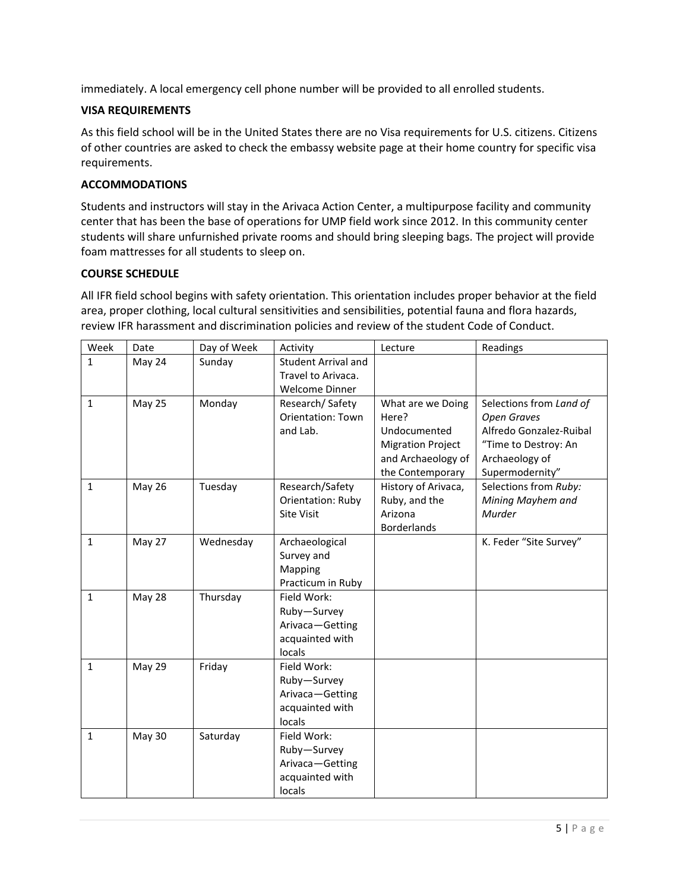immediately. A local emergency cell phone number will be provided to all enrolled students.

**VISA REQUIREMENTS**

As this field school will be in the United States there are no Visa requirements for U.S. citizens. Citizens of other countries are asked to check the embassy website page at their home country for specific visa requirements.

**ACCOMMODATIONS**

Students and instructors will stay in the Arivaca Action Center, a multipurpose facility and community center that has been the base of operations for UMP field work since 2012. In this community center students will share unfurnished private rooms and should bring sleeping bags. The project will provide foam mattresses for all students to sleep on.

**COURSE SCHEDULE**

All IFR field school begins with safety orientation. This orientation includes proper behavior at the field area, proper clothing, local cultural sensitivities and sensibilities, potential fauna and flora hazards, review IFR harassment and discrimination policies and review of the student Code of Conduct.

| Week | Date | Day of Week | Activity | Lecture | Readings |
|---|---|---|---|---|---|
| 1 | May 24 | Sunday | Student Arrival and Travel to Arivaca. Welcome Dinner | | |
| 1 | May 25 | Monday | Research/ Safety Orientation: Town and Lab. | What are we Doing Here? Undocumented Migration Project and Archaeology of the Contemporary | Selections from *Land of Open Graves* Alfredo Gonzalez-Ruibal "Time to Destroy: An Archaeology of Supermodernity" |
| 1 | May 26 | Tuesday | Research/Safety Orientation: Ruby Site Visit | History of Arivaca, Ruby, and the Arizona Borderlands | Selections from *Ruby: Mining Mayhem and Murder* |
| 1 | May 27 | Wednesday | Archaeological Survey and Mapping Practicum in Ruby | | K. Feder "Site Survey" |
| 1 | May 28 | Thursday | Field Work: Ruby—Survey Arivaca—Getting acquainted with locals | | |
| 1 | May 29 | Friday | Field Work: Ruby—Survey Arivaca—Getting acquainted with locals | | |
| 1 | May 30 | Saturday | Field Work: Ruby—Survey Arivaca—Getting acquainted with locals | | |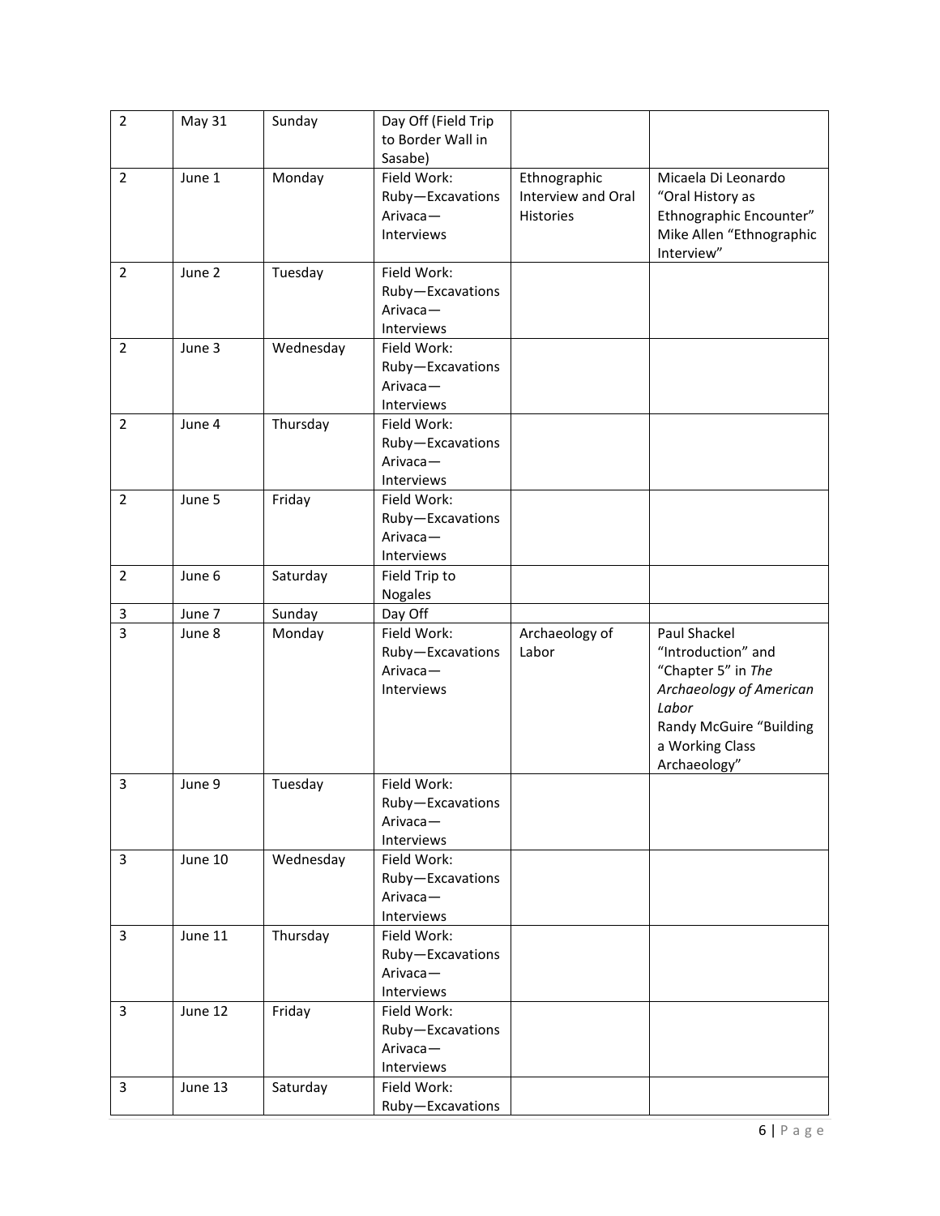| 2 | May 31 | Sunday | Day Off (Field Trip to Border Wall in Sasabe) | | |
|---|---|---|---|---|---|
| 2 | June 1 | Monday | Field Work: Ruby—Excavations Arivaca—Interviews | Ethnographic Interview and Oral Histories | Micaela Di Leonardo "Oral History as Ethnographic Encounter" Mike Allen "Ethnographic Interview" |
| 2 | June 2 | Tuesday | Field Work: Ruby—Excavations Arivaca—Interviews | | |
| 2 | June 3 | Wednesday | Field Work: Ruby—Excavations Arivaca—Interviews | | |
| 2 | June 4 | Thursday | Field Work: Ruby—Excavations Arivaca—Interviews | | |
| 2 | June 5 | Friday | Field Work: Ruby—Excavations Arivaca—Interviews | | |
| 2 | June 6 | Saturday | Field Trip to Nogales | | |
| 3 | June 7 | Sunday | Day Off | | |
| 3 | June 8 | Monday | Field Work: Ruby—Excavations Arivaca—Interviews | Archaeology of Labor | Paul Shackel "Introduction" and "Chapter 5" in *The Archaeology of American Labor* Randy McGuire "Building a Working Class Archaeology" |
| 3 | June 9 | Tuesday | Field Work: Ruby—Excavations Arivaca—Interviews | | |
| 3 | June 10 | Wednesday | Field Work: Ruby—Excavations Arivaca—Interviews | | |
| 3 | June 11 | Thursday | Field Work: Ruby—Excavations Arivaca—Interviews | | |
| 3 | June 12 | Friday | Field Work: Ruby—Excavations Arivaca—Interviews | | |
| 3 | June 13 | Saturday | Field Work: Ruby—Excavations | | |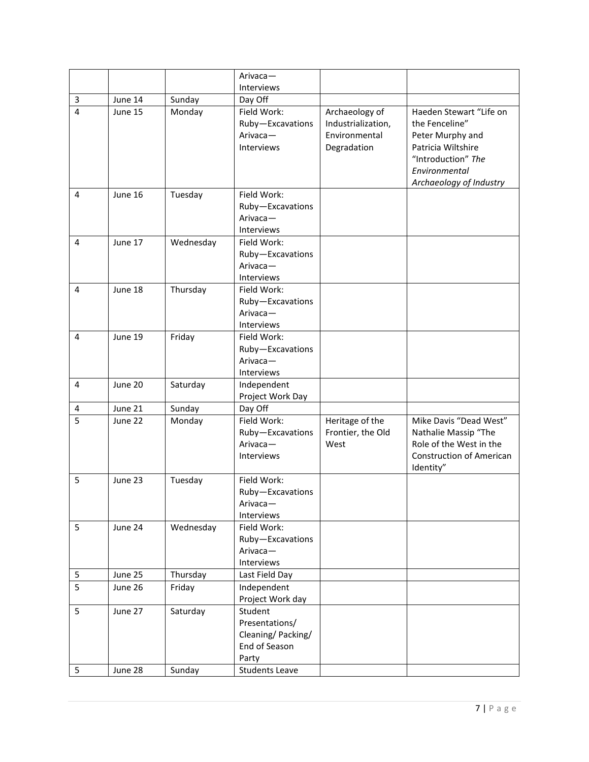| | | | | | |
|---|---|---|---|---|---|
| | | | Arivaca—Interviews | | |
| 3 | June 14 | Sunday | Day Off | | |
| 4 | June 15 | Monday | Field Work: Ruby—Excavations Arivaca—Interviews | Archaeology of Industrialization, Environmental Degradation | Haeden Stewart "Life on the Fenceline" Peter Murphy and Patricia Wiltshire "Introduction" *The Environmental Archaeology of Industry* |
| 4 | June 16 | Tuesday | Field Work: Ruby—Excavations Arivaca—Interviews | | |
| 4 | June 17 | Wednesday | Field Work: Ruby—Excavations Arivaca—Interviews | | |
| 4 | June 18 | Thursday | Field Work: Ruby—Excavations Arivaca—Interviews | | |
| 4 | June 19 | Friday | Field Work: Ruby—Excavations Arivaca—Interviews | | |
| 4 | June 20 | Saturday | Independent Project Work Day | | |
| 4 | June 21 | Sunday | Day Off | | |
| 5 | June 22 | Monday | Field Work: Ruby—Excavations Arivaca—Interviews | Heritage of the Frontier, the Old West | Mike Davis "Dead West" Nathalie Massip "The Role of the West in the Construction of American Identity" |
| 5 | June 23 | Tuesday | Field Work: Ruby—Excavations Arivaca—Interviews | | |
| 5 | June 24 | Wednesday | Field Work: Ruby—Excavations Arivaca—Interviews | | |
| 5 | June 25 | Thursday | Last Field Day | | |
| 5 | June 26 | Friday | Independent Project Work day | | |
| 5 | June 27 | Saturday | Student Presentations/ Cleaning/ Packing/ End of Season Party | | |
| 5 | June 28 | Sunday | Students Leave | | |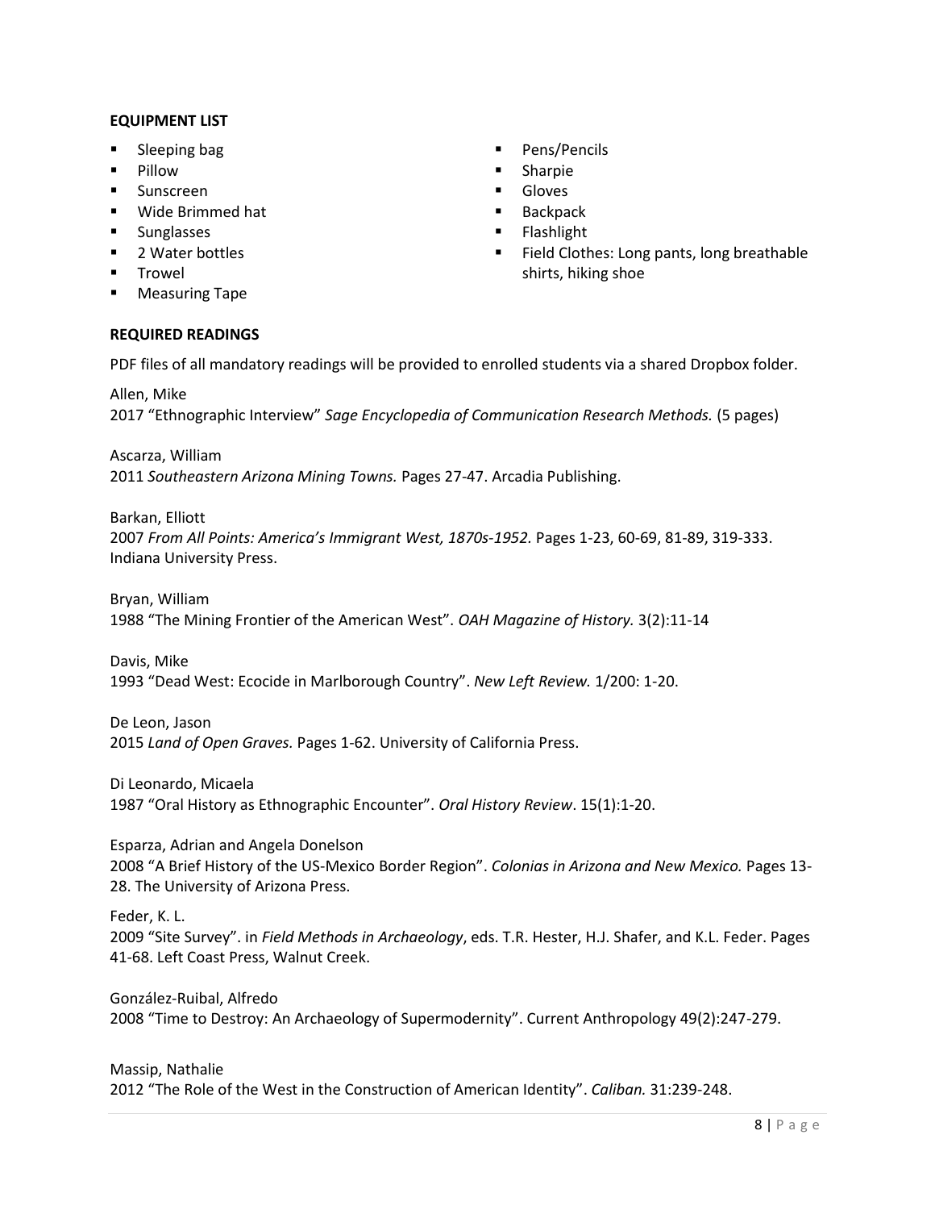**EQUIPMENT LIST**

- Sleeping bag
- Pillow
- Sunscreen
- Wide Brimmed hat
- Sunglasses
- 2 Water bottles
- Trowel
- Measuring Tape
- Pens/Pencils
- Sharpie
- Gloves
- Backpack
- Flashlight
- Field Clothes: Long pants, long breathable shirts, hiking shoe

**REQUIRED READINGS**

PDF files of all mandatory readings will be provided to enrolled students via a shared Dropbox folder.

Allen, Mike
2017 "Ethnographic Interview" *Sage Encyclopedia of Communication Research Methods.* (5 pages)

Ascarza, William
2011 *Southeastern Arizona Mining Towns.* Pages 27-47. Arcadia Publishing.

Barkan, Elliott
2007 *From All Points: America's Immigrant West, 1870s-1952.* Pages 1-23, 60-69, 81-89, 319-333. Indiana University Press.

Bryan, William
1988 "The Mining Frontier of the American West". *OAH Magazine of History.* 3(2):11-14

Davis, Mike
1993 "Dead West: Ecocide in Marlborough Country". *New Left Review.* 1/200: 1-20.

De Leon, Jason
2015 *Land of Open Graves.* Pages 1-62. University of California Press.

Di Leonardo, Micaela
1987 "Oral History as Ethnographic Encounter". *Oral History Review*. 15(1):1-20.

Esparza, Adrian and Angela Donelson
2008 "A Brief History of the US-Mexico Border Region". *Colonias in Arizona and New Mexico.* Pages 13-28. The University of Arizona Press.

Feder, K. L.
2009 "Site Survey". in *Field Methods in Archaeology*, eds. T.R. Hester, H.J. Shafer, and K.L. Feder. Pages 41-68. Left Coast Press, Walnut Creek.

González-Ruibal, Alfredo
2008 "Time to Destroy: An Archaeology of Supermodernity". Current Anthropology 49(2):247-279.

Massip, Nathalie
2012 "The Role of the West in the Construction of American Identity". *Caliban.* 31:239-248.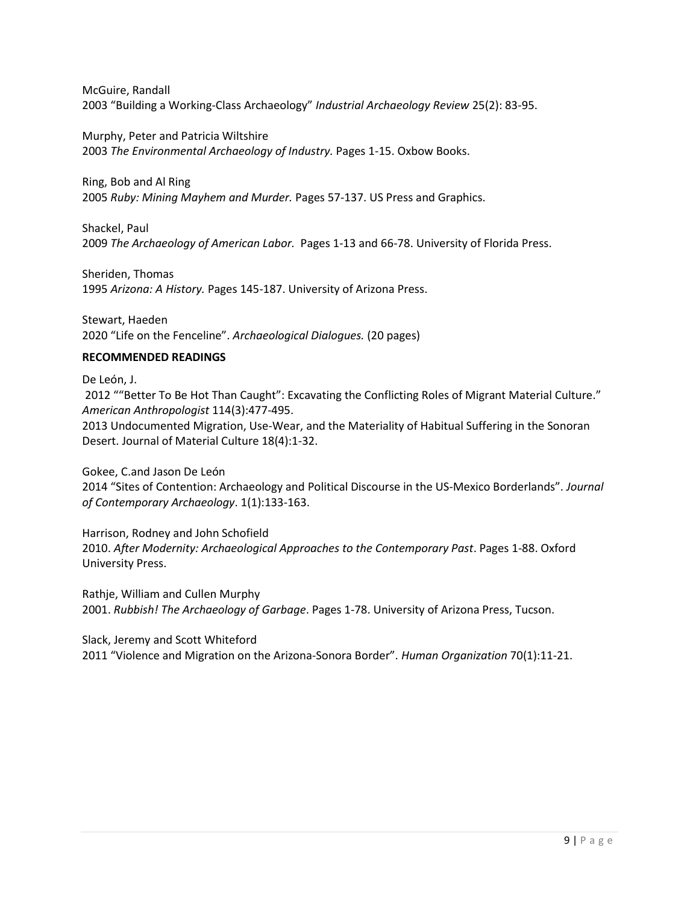McGuire, Randall
2003 "Building a Working-Class Archaeology" *Industrial Archaeology Review* 25(2): 83-95.

Murphy, Peter and Patricia Wiltshire
2003 *The Environmental Archaeology of Industry.* Pages 1-15. Oxbow Books.

Ring, Bob and Al Ring
2005 *Ruby: Mining Mayhem and Murder.* Pages 57-137. US Press and Graphics.

Shackel, Paul
2009 *The Archaeology of American Labor.* Pages 1-13 and 66-78. University of Florida Press.

Sheriden, Thomas
1995 *Arizona: A History.* Pages 145-187. University of Arizona Press.

Stewart, Haeden
2020 "Life on the Fenceline". *Archaeological Dialogues.* (20 pages)

**RECOMMENDED READINGS**

De León, J.
2012 ""Better To Be Hot Than Caught": Excavating the Conflicting Roles of Migrant Material Culture." *American Anthropologist* 114(3):477-495.
2013 Undocumented Migration, Use-Wear, and the Materiality of Habitual Suffering in the Sonoran Desert. Journal of Material Culture 18(4):1-32.

Gokee, C.and Jason De León
2014 "Sites of Contention: Archaeology and Political Discourse in the US-Mexico Borderlands". *Journal of Contemporary Archaeology*. 1(1):133-163.

Harrison, Rodney and John Schofield
2010. *After Modernity: Archaeological Approaches to the Contemporary Past*. Pages 1-88. Oxford University Press.

Rathje, William and Cullen Murphy
2001. *Rubbish! The Archaeology of Garbage*. Pages 1-78. University of Arizona Press, Tucson.

Slack, Jeremy and Scott Whiteford
2011 "Violence and Migration on the Arizona-Sonora Border". *Human Organization* 70(1):11-21.